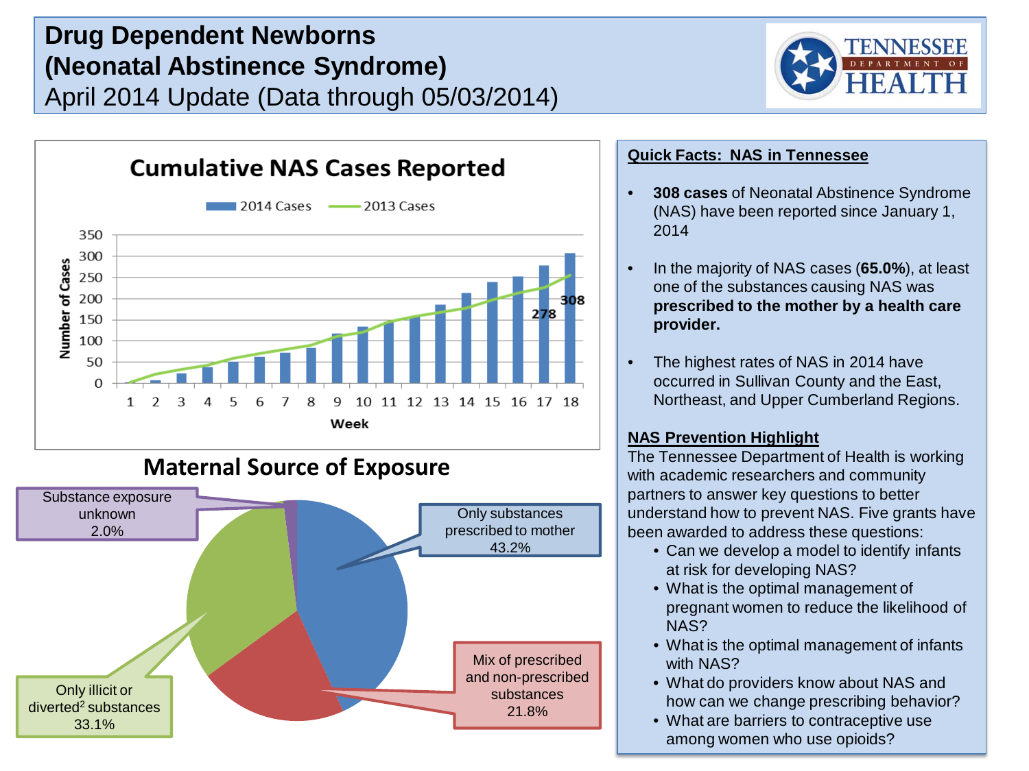# Drug Dependent Newborns (Neonatal Abstinence Syndrome)

April 2014 Update (Data through 05/03/2014)

TENNESSEE DEPARTMENT OF HEALTH

## Cumulative NAS Cases Reported

2014 Cases | 2013 Cases

Number of Cases

Week

278

308

## Maternal Source of Exposure

- Only substances prescribed to mother 43.2%
- Mix of prescribed and non-prescribed substances 21.8%
- Only illicit or diverted[2] substances 33.1%
- Substance exposure unknown 2.0%

## Quick Facts: NAS in Tennessee

- **308 cases** of Neonatal Abstinence Syndrome (NAS) have been reported since January 1, 2014
- In the majority of NAS cases (**65.0%**), at least one of the substances causing NAS was **prescribed to the mother by a health care provider.**
- The highest rates of NAS in 2014 have occurred in Sullivan County and the East, Northeast, and Upper Cumberland Regions.

## NAS Prevention Highlight

The Tennessee Department of Health is working with academic researchers and community partners to answer key questions to better understand how to prevent NAS. Five grants have been awarded to address these questions:

- Can we develop a model to identify infants at risk for developing NAS?
- What is the optimal management of pregnant women to reduce the likelihood of NAS?
- What is the optimal management of infants with NAS?
- What do providers know about NAS and how can we change prescribing behavior?
- What are barriers to contraceptive use among women who use opioids?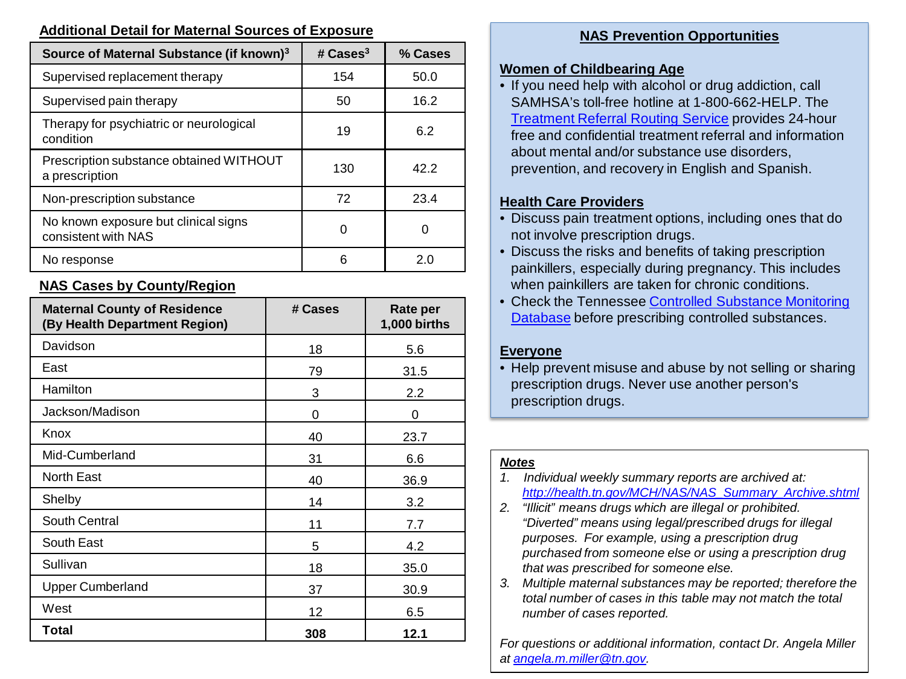## Additional Detail for Maternal Sources of Exposure

| Source of Maternal Substance (if known)[3] | # Cases[3] | % Cases |
|---|---|---|
| Supervised replacement therapy | 154 | 50.0 |
| Supervised pain therapy | 50 | 16.2 |
| Therapy for psychiatric or neurological condition | 19 | 6.2 |
| Prescription substance obtained WITHOUT a prescription | 130 | 42.2 |
| Non-prescription substance | 72 | 23.4 |
| No known exposure but clinical signs consistent with NAS | 0 | 0 |
| No response | 6 | 2.0 |

## NAS Cases by County/Region

| Maternal County of Residence (By Health Department Region) | # Cases | Rate per 1,000 births |
|---|---|---|
| Davidson | 18 | 5.6 |
| East | 79 | 31.5 |
| Hamilton | 3 | 2.2 |
| Jackson/Madison | 0 | 0 |
| Knox | 40 | 23.7 |
| Mid-Cumberland | 31 | 6.6 |
| North East | 40 | 36.9 |
| Shelby | 14 | 3.2 |
| South Central | 11 | 7.7 |
| South East | 5 | 4.2 |
| Sullivan | 18 | 35.0 |
| Upper Cumberland | 37 | 30.9 |
| West | 12 | 6.5 |
| **Total** | **308** | **12.1** |

## NAS Prevention Opportunities

### Women of Childbearing Age

- If you need help with alcohol or drug addiction, call SAMHSA's toll-free hotline at 1-800-662-HELP. The Treatment Referral Routing Service provides 24-hour free and confidential treatment referral and information about mental and/or substance use disorders, prevention, and recovery in English and Spanish.

### Health Care Providers

- Discuss pain treatment options, including ones that do not involve prescription drugs.
- Discuss the risks and benefits of taking prescription painkillers, especially during pregnancy. This includes when painkillers are taken for chronic conditions.
- Check the Tennessee Controlled Substance Monitoring Database before prescribing controlled substances.

### Everyone

- Help prevent misuse and abuse by not selling or sharing prescription drugs. Never use another person's prescription drugs.

***Notes***

1. *Individual weekly summary reports are archived at: http://health.tn.gov/MCH/NAS/NAS_Summary_Archive.shtml*
2. *"Illicit" means drugs which are illegal or prohibited. "Diverted" means using legal/prescribed drugs for illegal purposes. For example, using a prescription drug purchased from someone else or using a prescription drug that was prescribed for someone else.*
3. *Multiple maternal substances may be reported; therefore the total number of cases in this table may not match the total number of cases reported.*

*For questions or additional information, contact Dr. Angela Miller at angela.m.miller@tn.gov.*